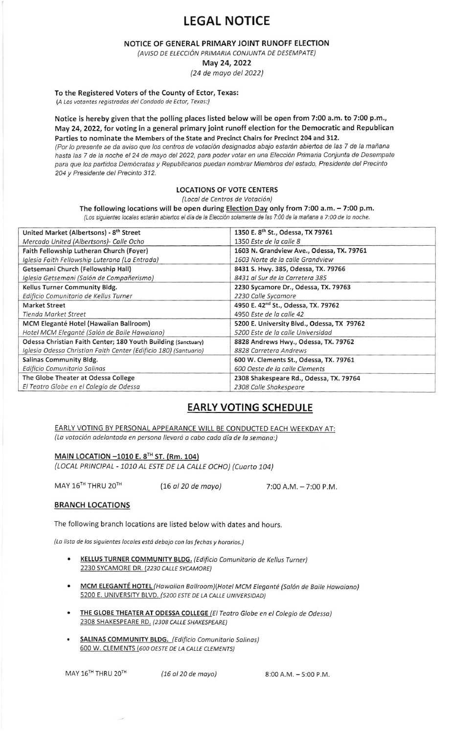# LEGAL NOTICE

**NOTICE OF GENERAL PRIMARY JOINT RUNOFF ELECTION**

*(AVISO DE ELECCIÓN PRIMARIA CONJUNTA DE DESEMPATE)*

**May 24, 2022**

*(24 de mayo del 2022)*

**To the Registered Voters of the County of Ector, Texas:**
*(A Los votantes registrados del Condado de Ector, Texas:)*

**Notice is hereby given that the polling places listed below will be open from 7:00 a.m. to 7:00 p.m., May 24, 2022, for voting in a general primary joint runoff election for the Democratic and Republican Parties to nominate the Members of the State and Precinct Chairs for Precinct 204 and 312.**
*(Por lo presente se da aviso que los centros de votación designados abajo estarán abiertos de las 7 de la mañana hasta las 7 de la noche el 24 de mayo del 2022, para poder votar en una Elección Primaria Conjunta de Desempate para que los partidos Demócratas y Republicanos puedan nombrar Miembros del estado, Presidente del Precinto 204 y Presidente del Precinto 312.*

**LOCATIONS OF VOTE CENTERS**

*(Local de Centros de Votación)*

**The following locations will be open during Election Day only from 7:00 a.m. – 7:00 p.m.**
*(Los siguientes locales estarán abiertos el día de la Elección solamente de las 7:00 de la mañana a 7:00 de la noche.*

| Location | Address |
|---|---|
| **United Market (Albertsons) - 8th Street**<br>*Mercado United (Albertsons)- Calle Ocho* | **1350 E. 8th St., Odessa, TX 79761**<br>*1350 Este de la calle 8* |
| **Faith Fellowship Lutheran Church (Foyer)**<br>*Iglesia Faith Fellowship Luterana (La Entrada)* | **1603 N. Grandview Ave., Odessa, TX. 79761**<br>*1603 Norte de la calle Grandview* |
| **Getsemani Church (Fellowship Hall)**<br>*Iglesia Getsemani (Salón de Compañerismo)* | **8431 S. Hwy. 385, Odessa, TX. 79766**<br>*8431 al Sur de la Carretera 385* |
| **Kellus Turner Community Bldg.**<br>*Edificio Comunitario de Kellus Turner* | **2230 Sycamore Dr., Odessa, TX. 79763**<br>*2230 Calle Sycamore* |
| **Market Street**<br>*Tienda Market Street* | **4950 E. 42nd St., Odessa, TX. 79762**<br>*4950 Este de la calle 42* |
| **MCM Eleganté Hotel (Hawaiian Ballroom)**<br>*Hotel MCM Elegante (Salón de Baile Hawaiano)* | **5200 E. University Blvd., Odessa, TX 79762**<br>*5200 Este de la calle Universidad* |
| **Odessa Christian Faith Center; 180 Youth Building (Sanctuary)**<br>*Iglesia Odessa Christian Faith Center (Edificio 180) (Santuario)* | **8828 Andrews Hwy., Odessa, TX. 79762**<br>*8828 Carretera Andrews* |
| **Salinas Community Bldg.**<br>*Edificio Comunitario Salinas* | **600 W. Clements St., Odessa, TX. 79761**<br>*600 Oeste de la calle Clements* |
| **The Globe Theater at Odessa College**<br>*El Teatro Globe en el Colegio de Odessa* | **2308 Shakespeare Rd., Odessa, TX. 79764**<br>*2308 Calle Shakespeare* |

## EARLY VOTING SCHEDULE

EARLY VOTING BY PERSONAL APPEARANCE WILL BE CONDUCTED EACH WEEKDAY AT:
*(La votación adelantada en persona llevará a cabo cada día de la semana:)*

**MAIN LOCATION –1010 E. 8TH ST. (Rm. 104)**
*(LOCAL PRINCIPAL - 1010 AL ESTE DE LA CALLE OCHO) (Cuarto 104)*

MAY 16TH THRU 20TH (*16 al 20 de mayo*) 7:00 A.M. – 7:00 P.M.

### BRANCH LOCATIONS

The following branch locations are listed below with dates and hours.

*(La lista de los siguientes locales está debajo con las fechas y horarios.)*

- **KELLUS TURNER COMMUNITY BLDG.** *(Edificio Comunitario de Kellus Turner)*
  2230 SYCAMORE DR. *(2230 CALLE SYCAMORE)*
- **MCM ELEGANTÉ HOTEL** *(Hawaiian Ballroom)(Hotel MCM Eleganté (Salón de Baile Hawaiano)*
  5200 E. UNIVERSITY BLVD. *(5200 ESTE DE LA CALLE UNIVERSIDAD)*
- **THE GLOBE THEATER AT ODESSA COLLEGE** *(El Teatro Globe en el Colegio de Odessa)*
  2308 SHAKESPEARE RD. *(2308 CALLE SHAKESPEARE)*
- **SALINAS COMMUNITY BLDG.** *(Edificio Comunitario Salinas)*
  600 W. CLEMENTS *(600 OESTE DE LA CALLE CLEMENTS)*

MAY 16TH THRU 20TH (*16 al 20 de mayo*) 8:00 A.M. – 5:00 P.M.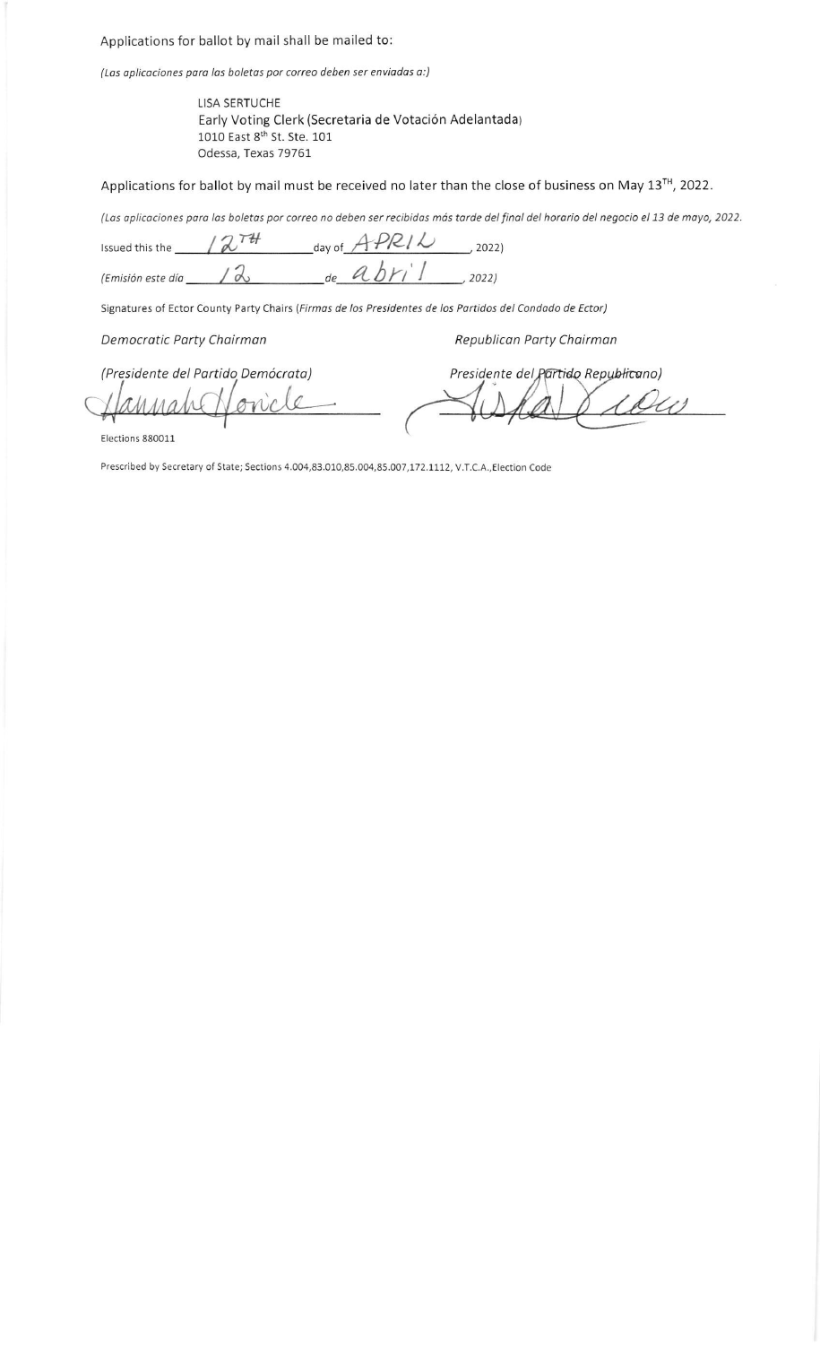Applications for ballot by mail shall be mailed to:

*(Las aplicaciones para las boletas por correo deben ser enviadas a:)*

LISA SERTUCHE
Early Voting Clerk (Secretaria de Votación Adelantada)
1010 East 8th St. Ste. 101
Odessa, Texas 79761

Applications for ballot by mail must be received no later than the close of business on May 13TH, 2022.

*(Las aplicaciones para las boletas por correo no deben ser recibidas más tarde del final del horario del negocio el 13 de mayo, 2022.*

Issued this the 12TH day of APRIL, 2022)

*(Emisión este día* 12 *de* abril*, 2022)*

Signatures of Ector County Party Chairs *(Firmas de los Presidentes de los Partidos del Condado de Ector)*

| | |
|---|---|
| *Democratic Party Chairman* | *Republican Party Chairman* |
| *(Presidente del Partido Demócrata)* | *Presidente del Partido Republicano)* |
| Hannah Horick | Tisha Crow |

Elections 880011

Prescribed by Secretary of State; Sections 4.004,83.010,85.004,85.007,172.1112, V.T.C.A.,Election Code